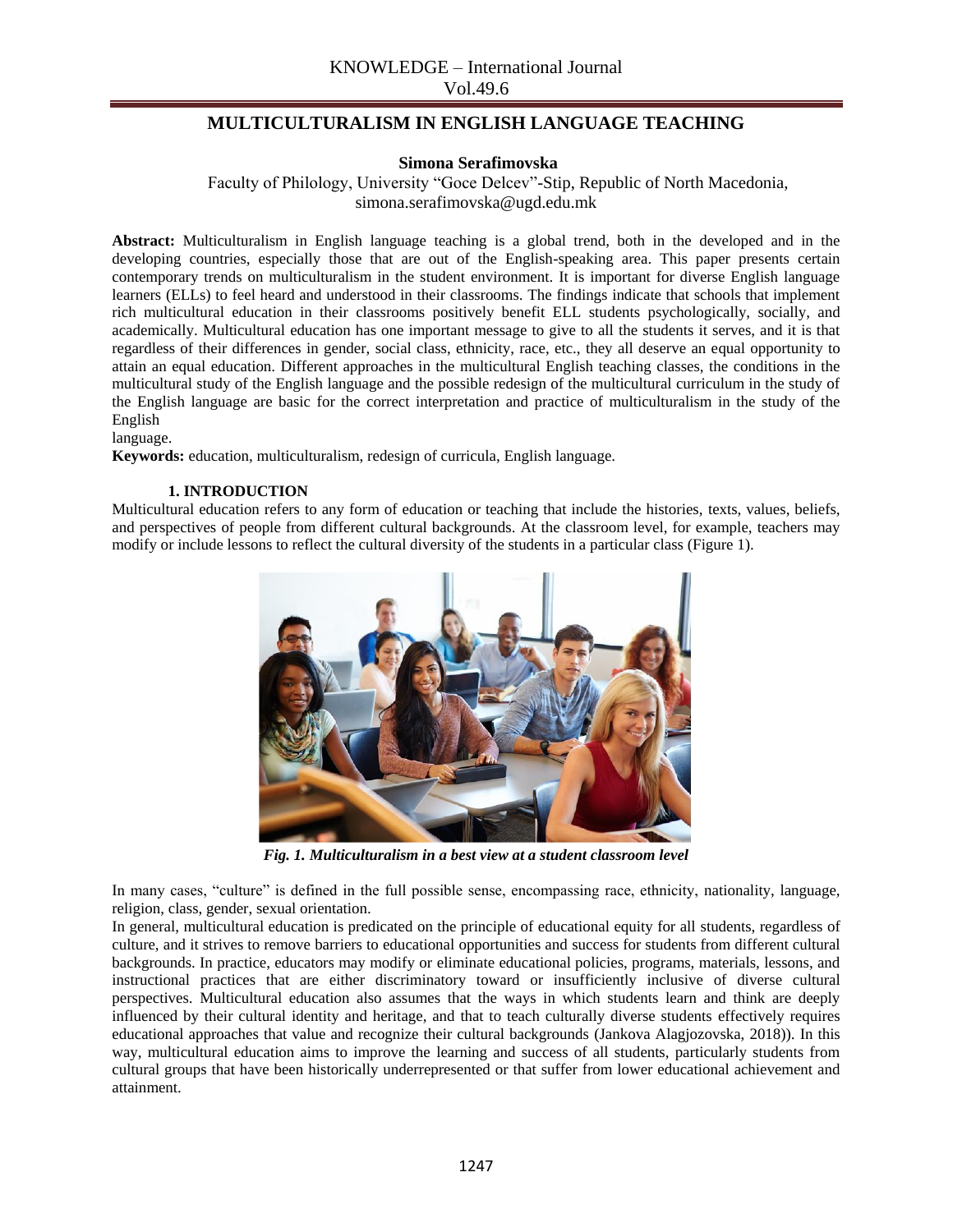# MULTICULTURALISM IN ENGLISH LANGUAGE TEACHING

**Simona Serafimovska**

Faculty of Philology, University "Goce Delcev"-Stip, Republic of North Macedonia, simona.serafimovska@ugd.edu.mk

**Abstract:** Multiculturalism in English language teaching is a global trend, both in the developed and in the developing countries, especially those that are out of the English-speaking area. This paper presents certain contemporary trends on multiculturalism in the student environment. It is important for diverse English language learners (ELLs) to feel heard and understood in their classrooms. The findings indicate that schools that implement rich multicultural education in their classrooms positively benefit ELL students psychologically, socially, and academically. Multicultural education has one important message to give to all the students it serves, and it is that regardless of their differences in gender, social class, ethnicity, race, etc., they all deserve an equal opportunity to attain an equal education. Different approaches in the multicultural English teaching classes, the conditions in the multicultural study of the English language and the possible redesign of the multicultural curriculum in the study of the English language are basic for the correct interpretation and practice of multiculturalism in the study of the English language.

**Keywords:** education, multiculturalism, redesign of curricula, English language.

## 1. INTRODUCTION

Multicultural education refers to any form of education or teaching that include the histories, texts, values, beliefs, and perspectives of people from different cultural backgrounds. At the classroom level, for example, teachers may modify or include lessons to reflect the cultural diversity of the students in a particular class (Figure 1).

***Fig. 1. Multiculturalism in a best view at a student classroom level***

In many cases, "culture" is defined in the full possible sense, encompassing race, ethnicity, nationality, language, religion, class, gender, sexual orientation.

In general, multicultural education is predicated on the principle of educational equity for all students, regardless of culture, and it strives to remove barriers to educational opportunities and success for students from different cultural backgrounds. In practice, educators may modify or eliminate educational policies, programs, materials, lessons, and instructional practices that are either discriminatory toward or insufficiently inclusive of diverse cultural perspectives. Multicultural education also assumes that the ways in which students learn and think are deeply influenced by their cultural identity and heritage, and that to teach culturally diverse students effectively requires educational approaches that value and recognize their cultural backgrounds (Jankova Alagjozovska, 2018)). In this way, multicultural education aims to improve the learning and success of all students, particularly students from cultural groups that have been historically underrepresented or that suffer from lower educational achievement and attainment.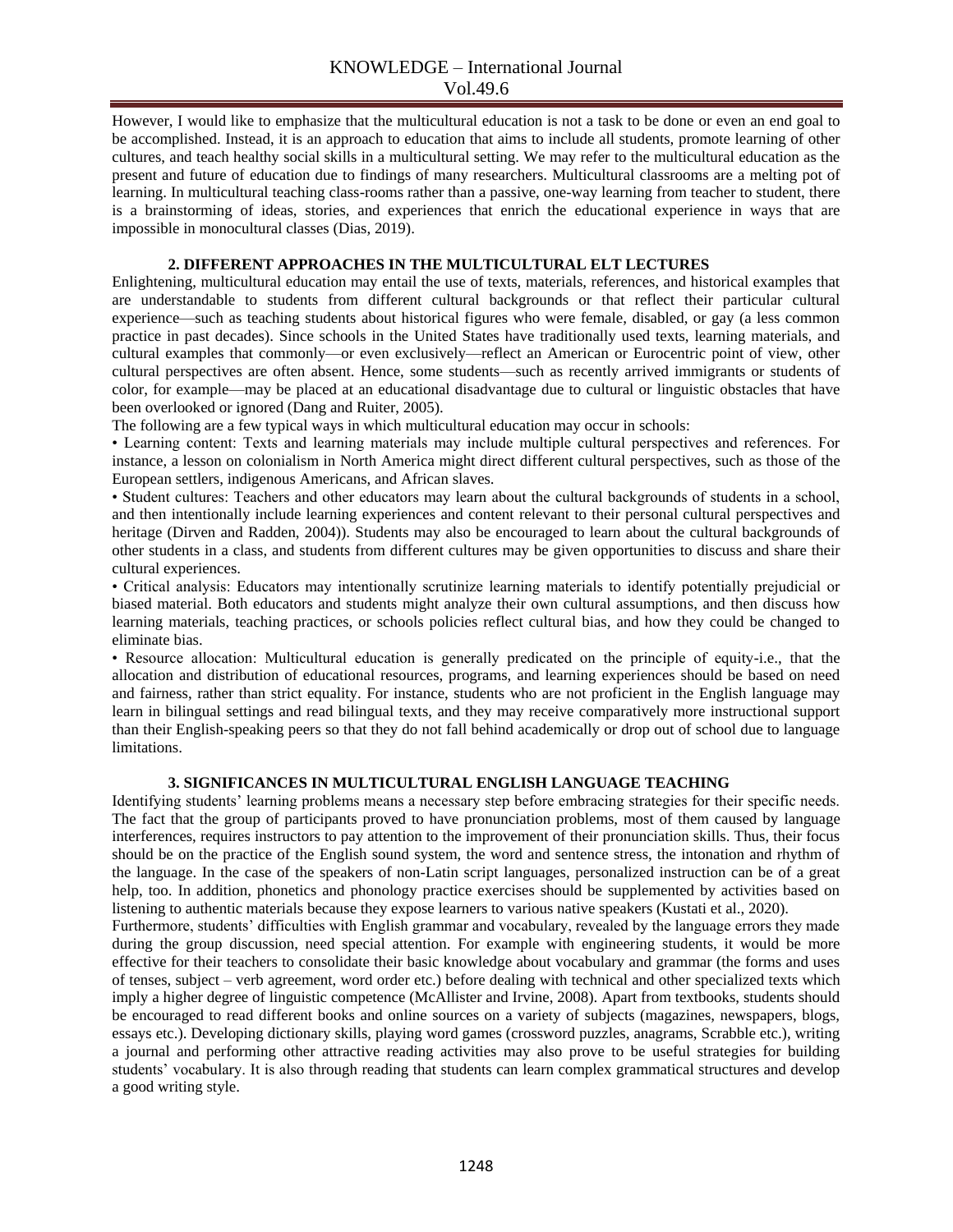However, I would like to emphasize that the multicultural education is not a task to be done or even an end goal to be accomplished. Instead, it is an approach to education that aims to include all students, promote learning of other cultures, and teach healthy social skills in a multicultural setting. We may refer to the multicultural education as the present and future of education due to findings of many researchers. Multicultural classrooms are a melting pot of learning. In multicultural teaching class-rooms rather than a passive, one-way learning from teacher to student, there is a brainstorming of ideas, stories, and experiences that enrich the educational experience in ways that are impossible in monocultural classes (Dias, 2019).

## 2. DIFFERENT APPROACHES IN THE MULTICULTURAL ELT LECTURES

Enlightening, multicultural education may entail the use of texts, materials, references, and historical examples that are understandable to students from different cultural backgrounds or that reflect their particular cultural experience—such as teaching students about historical figures who were female, disabled, or gay (a less common practice in past decades). Since schools in the United States have traditionally used texts, learning materials, and cultural examples that commonly—or even exclusively—reflect an American or Eurocentric point of view, other cultural perspectives are often absent. Hence, some students—such as recently arrived immigrants or students of color, for example—may be placed at an educational disadvantage due to cultural or linguistic obstacles that have been overlooked or ignored (Dang and Ruiter, 2005).

The following are a few typical ways in which multicultural education may occur in schools:

• Learning content: Texts and learning materials may include multiple cultural perspectives and references. For instance, a lesson on colonialism in North America might direct different cultural perspectives, such as those of the European settlers, indigenous Americans, and African slaves.

• Student cultures: Teachers and other educators may learn about the cultural backgrounds of students in a school, and then intentionally include learning experiences and content relevant to their personal cultural perspectives and heritage (Dirven and Radden, 2004)). Students may also be encouraged to learn about the cultural backgrounds of other students in a class, and students from different cultures may be given opportunities to discuss and share their cultural experiences.

• Critical analysis: Educators may intentionally scrutinize learning materials to identify potentially prejudicial or biased material. Both educators and students might analyze their own cultural assumptions, and then discuss how learning materials, teaching practices, or schools policies reflect cultural bias, and how they could be changed to eliminate bias.

• Resource allocation: Multicultural education is generally predicated on the principle of equity-i.e., that the allocation and distribution of educational resources, programs, and learning experiences should be based on need and fairness, rather than strict equality. For instance, students who are not proficient in the English language may learn in bilingual settings and read bilingual texts, and they may receive comparatively more instructional support than their English-speaking peers so that they do not fall behind academically or drop out of school due to language limitations.

## 3. SIGNIFICANCES IN MULTICULTURAL ENGLISH LANGUAGE TEACHING

Identifying students' learning problems means a necessary step before embracing strategies for their specific needs. The fact that the group of participants proved to have pronunciation problems, most of them caused by language interferences, requires instructors to pay attention to the improvement of their pronunciation skills. Thus, their focus should be on the practice of the English sound system, the word and sentence stress, the intonation and rhythm of the language. In the case of the speakers of non-Latin script languages, personalized instruction can be of a great help, too. In addition, phonetics and phonology practice exercises should be supplemented by activities based on listening to authentic materials because they expose learners to various native speakers (Kustati et al., 2020).

Furthermore, students' difficulties with English grammar and vocabulary, revealed by the language errors they made during the group discussion, need special attention. For example with engineering students, it would be more effective for their teachers to consolidate their basic knowledge about vocabulary and grammar (the forms and uses of tenses, subject – verb agreement, word order etc.) before dealing with technical and other specialized texts which imply a higher degree of linguistic competence (McAllister and Irvine, 2008). Apart from textbooks, students should be encouraged to read different books and online sources on a variety of subjects (magazines, newspapers, blogs, essays etc.). Developing dictionary skills, playing word games (crossword puzzles, anagrams, Scrabble etc.), writing a journal and performing other attractive reading activities may also prove to be useful strategies for building students' vocabulary. It is also through reading that students can learn complex grammatical structures and develop a good writing style.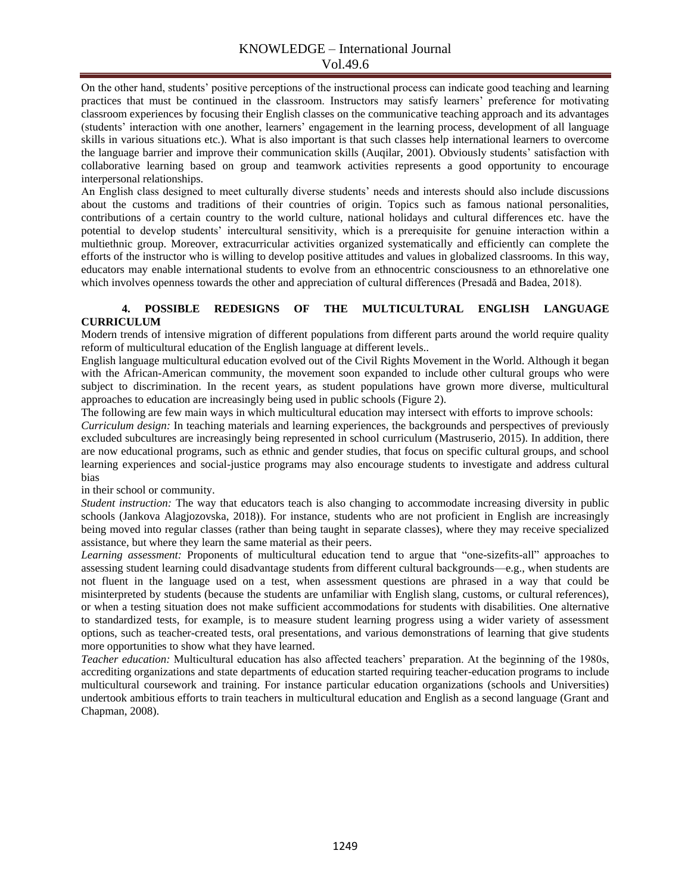On the other hand, students' positive perceptions of the instructional process can indicate good teaching and learning practices that must be continued in the classroom. Instructors may satisfy learners' preference for motivating classroom experiences by focusing their English classes on the communicative teaching approach and its advantages (students' interaction with one another, learners' engagement in the learning process, development of all language skills in various situations etc.). What is also important is that such classes help international learners to overcome the language barrier and improve their communication skills (Auqilar, 2001). Obviously students' satisfaction with collaborative learning based on group and teamwork activities represents a good opportunity to encourage interpersonal relationships.

An English class designed to meet culturally diverse students' needs and interests should also include discussions about the customs and traditions of their countries of origin. Topics such as famous national personalities, contributions of a certain country to the world culture, national holidays and cultural differences etc. have the potential to develop students' intercultural sensitivity, which is a prerequisite for genuine interaction within a multiethnic group. Moreover, extracurricular activities organized systematically and efficiently can complete the efforts of the instructor who is willing to develop positive attitudes and values in globalized classrooms. In this way, educators may enable international students to evolve from an ethnocentric consciousness to an ethnorelative one which involves openness towards the other and appreciation of cultural differences (Presadă and Badea, 2018).

## 4. POSSIBLE REDESIGNS OF THE MULTICULTURAL ENGLISH LANGUAGE CURRICULUM

Modern trends of intensive migration of different populations from different parts around the world require quality reform of multicultural education of the English language at different levels..

English language multicultural education evolved out of the Civil Rights Movement in the World. Although it began with the African-American community, the movement soon expanded to include other cultural groups who were subject to discrimination. In the recent years, as student populations have grown more diverse, multicultural approaches to education are increasingly being used in public schools (Figure 2).

The following are few main ways in which multicultural education may intersect with efforts to improve schools:

*Curriculum design:* In teaching materials and learning experiences, the backgrounds and perspectives of previously excluded subcultures are increasingly being represented in school curriculum (Mastruserio, 2015). In addition, there are now educational programs, such as ethnic and gender studies, that focus on specific cultural groups, and school learning experiences and social-justice programs may also encourage students to investigate and address cultural bias

in their school or community.

*Student instruction:* The way that educators teach is also changing to accommodate increasing diversity in public schools (Jankova Alagjozovska, 2018)). For instance, students who are not proficient in English are increasingly being moved into regular classes (rather than being taught in separate classes), where they may receive specialized assistance, but where they learn the same material as their peers.

*Learning assessment:* Proponents of multicultural education tend to argue that "one-sizefits-all" approaches to assessing student learning could disadvantage students from different cultural backgrounds—e.g., when students are not fluent in the language used on a test, when assessment questions are phrased in a way that could be misinterpreted by students (because the students are unfamiliar with English slang, customs, or cultural references), or when a testing situation does not make sufficient accommodations for students with disabilities. One alternative to standardized tests, for example, is to measure student learning progress using a wider variety of assessment options, such as teacher-created tests, oral presentations, and various demonstrations of learning that give students more opportunities to show what they have learned.

*Teacher education:* Multicultural education has also affected teachers' preparation. At the beginning of the 1980s, accrediting organizations and state departments of education started requiring teacher-education programs to include multicultural coursework and training. For instance particular education organizations (schools and Universities) undertook ambitious efforts to train teachers in multicultural education and English as a second language (Grant and Chapman, 2008).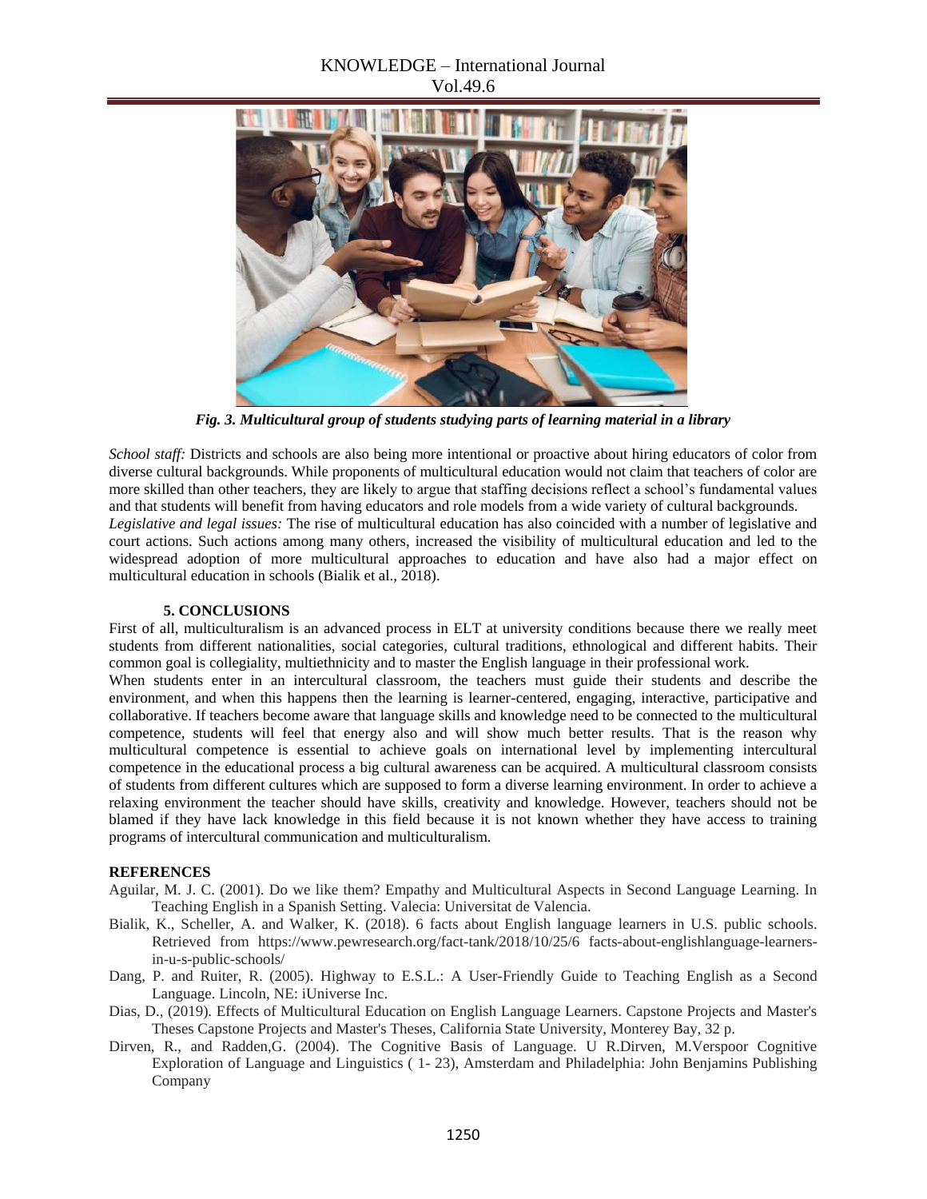*Fig. 3. Multicultural group of students studying parts of learning material in a library*

*School staff:* Districts and schools are also being more intentional or proactive about hiring educators of color from diverse cultural backgrounds. While proponents of multicultural education would not claim that teachers of color are more skilled than other teachers, they are likely to argue that staffing decisions reflect a school's fundamental values and that students will benefit from having educators and role models from a wide variety of cultural backgrounds.

*Legislative and legal issues:* The rise of multicultural education has also coincided with a number of legislative and court actions. Such actions among many others, increased the visibility of multicultural education and led to the widespread adoption of more multicultural approaches to education and have also had a major effect on multicultural education in schools (Bialik et al., 2018).

## 5. CONCLUSIONS

First of all, multiculturalism is an advanced process in ELT at university conditions because there we really meet students from different nationalities, social categories, cultural traditions, ethnological and different habits. Their common goal is collegiality, multiethnicity and to master the English language in their professional work.

When students enter in an intercultural classroom, the teachers must guide their students and describe the environment, and when this happens then the learning is learner-centered, engaging, interactive, participative and collaborative. If teachers become aware that language skills and knowledge need to be connected to the multicultural competence, students will feel that energy also and will show much better results. That is the reason why multicultural competence is essential to achieve goals on international level by implementing intercultural competence in the educational process a big cultural awareness can be acquired. A multicultural classroom consists of students from different cultures which are supposed to form a diverse learning environment. In order to achieve a relaxing environment the teacher should have skills, creativity and knowledge. However, teachers should not be blamed if they have lack knowledge in this field because it is not known whether they have access to training programs of intercultural communication and multiculturalism.

## REFERENCES

Aguilar, M. J. C. (2001). Do we like them? Empathy and Multicultural Aspects in Second Language Learning. In Teaching English in a Spanish Setting. Valecia: Universitat de Valencia.

Bialik, K., Scheller, A. and Walker, K. (2018). 6 facts about English language learners in U.S. public schools. Retrieved from https://www.pewresearch.org/fact-tank/2018/10/25/6 facts-about-englishlanguage-learners-in-u-s-public-schools/

Dang, P. and Ruiter, R. (2005). Highway to E.S.L.: A User-Friendly Guide to Teaching English as a Second Language. Lincoln, NE: iUniverse Inc.

Dias, D., (2019). Effects of Multicultural Education on English Language Learners. Capstone Projects and Master's Theses Capstone Projects and Master's Theses, California State University, Monterey Bay, 32 p.

Dirven, R., and Radden,G. (2004). The Cognitive Basis of Language. U R.Dirven, M.Verspoor Cognitive Exploration of Language and Linguistics ( 1- 23), Amsterdam and Philadelphia: John Benjamins Publishing Company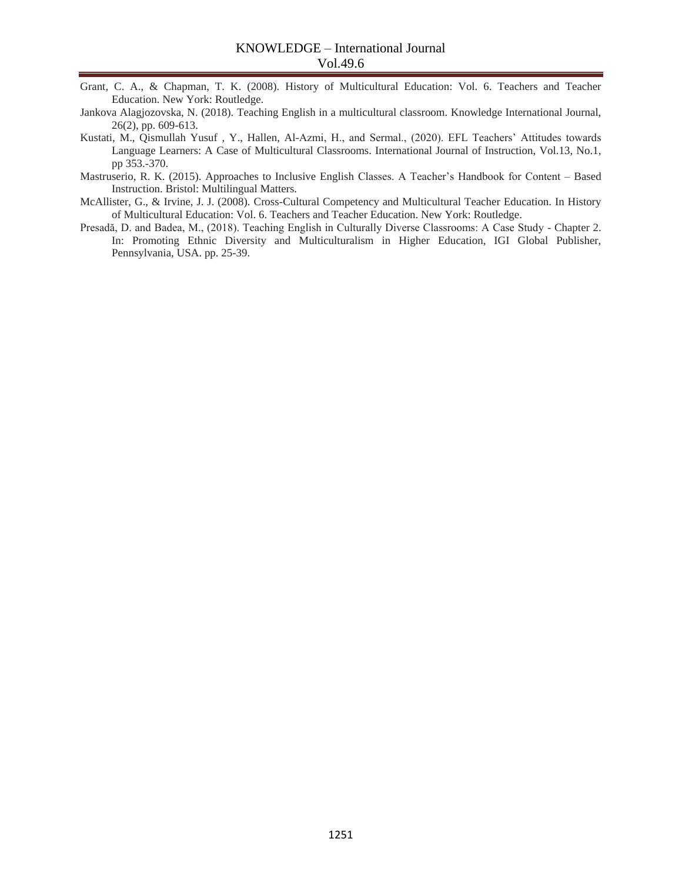Grant, C. A., & Chapman, T. K. (2008). History of Multicultural Education: Vol. 6. Teachers and Teacher Education. New York: Routledge.

Jankova Alagjozovska, N. (2018). Teaching English in a multicultural classroom. Knowledge International Journal, 26(2), pp. 609-613.

Kustati, M., Qismullah Yusuf , Y., Hallen, Al-Azmi, H., and Sermal., (2020). EFL Teachers' Attitudes towards Language Learners: A Case of Multicultural Classrooms. International Journal of Instruction, Vol.13, No.1, pp 353.-370.

Mastruserio, R. K. (2015). Approaches to Inclusive English Classes. A Teacher's Handbook for Content – Based Instruction. Bristol: Multilingual Matters.

McAllister, G., & Irvine, J. J. (2008). Cross-Cultural Competency and Multicultural Teacher Education. In History of Multicultural Education: Vol. 6. Teachers and Teacher Education. New York: Routledge.

Presadă, D. and Badea, M., (2018). Teaching English in Culturally Diverse Classrooms: A Case Study - Chapter 2. In: Promoting Ethnic Diversity and Multiculturalism in Higher Education, IGI Global Publisher, Pennsylvania, USA. pp. 25-39.